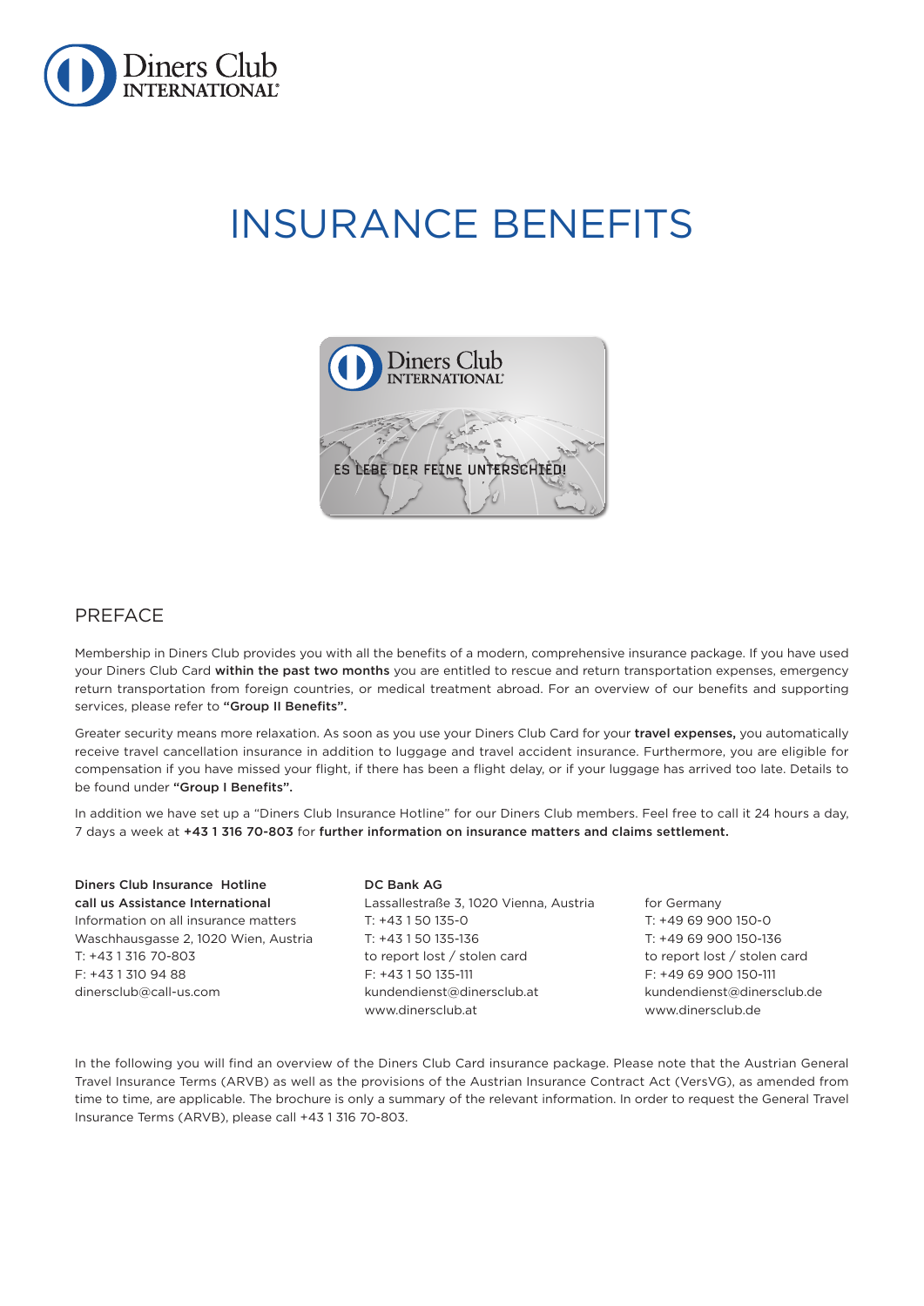# INSURANCE BENEFITS

## PREFACE

Membership in Diners Club provides you with all the benefits of a modern, comprehensive insurance package. If you have used your Diners Club Card **within the past two months** you are entitled to rescue and return transportation expenses, emergency return transportation from foreign countries, or medical treatment abroad. For an overview of our benefits and supporting services, please refer to **"Group II Benefits".**

Greater security means more relaxation. As soon as you use your Diners Club Card for your **travel expenses,** you automatically receive travel cancellation insurance in addition to luggage and travel accident insurance. Furthermore, you are eligible for compensation if you have missed your flight, if there has been a flight delay, or if your luggage has arrived too late. Details to be found under **"Group I Benefits".**

In addition we have set up a "Diners Club Insurance Hotline" for our Diners Club members. Feel free to call it 24 hours a day, 7 days a week at **+43 1 316 70-803** for **further information on insurance matters and claims settlement.**

**Diners Club Insurance Hotline**
**call us Assistance International**
Information on all insurance matters
Waschhausgasse 2, 1020 Wien, Austria
T: +43 1 316 70-803
F: +43 1 310 94 88
dinersclub@call-us.com

**DC Bank AG**
Lassallestraße 3, 1020 Vienna, Austria
T: +43 1 50 135-0
T: +43 1 50 135-136
to report lost / stolen card
F: +43 1 50 135-111
kundendienst@dinersclub.at
www.dinersclub.at

for Germany
T: +49 69 900 150-0
T: +49 69 900 150-136
to report lost / stolen card
F: +49 69 900 150-111
kundendienst@dinersclub.de
www.dinersclub.de

In the following you will find an overview of the Diners Club Card insurance package. Please note that the Austrian General Travel Insurance Terms (ARVB) as well as the provisions of the Austrian Insurance Contract Act (VersVG), as amended from time to time, are applicable. The brochure is only a summary of the relevant information. In order to request the General Travel Insurance Terms (ARVB), please call +43 1 316 70-803.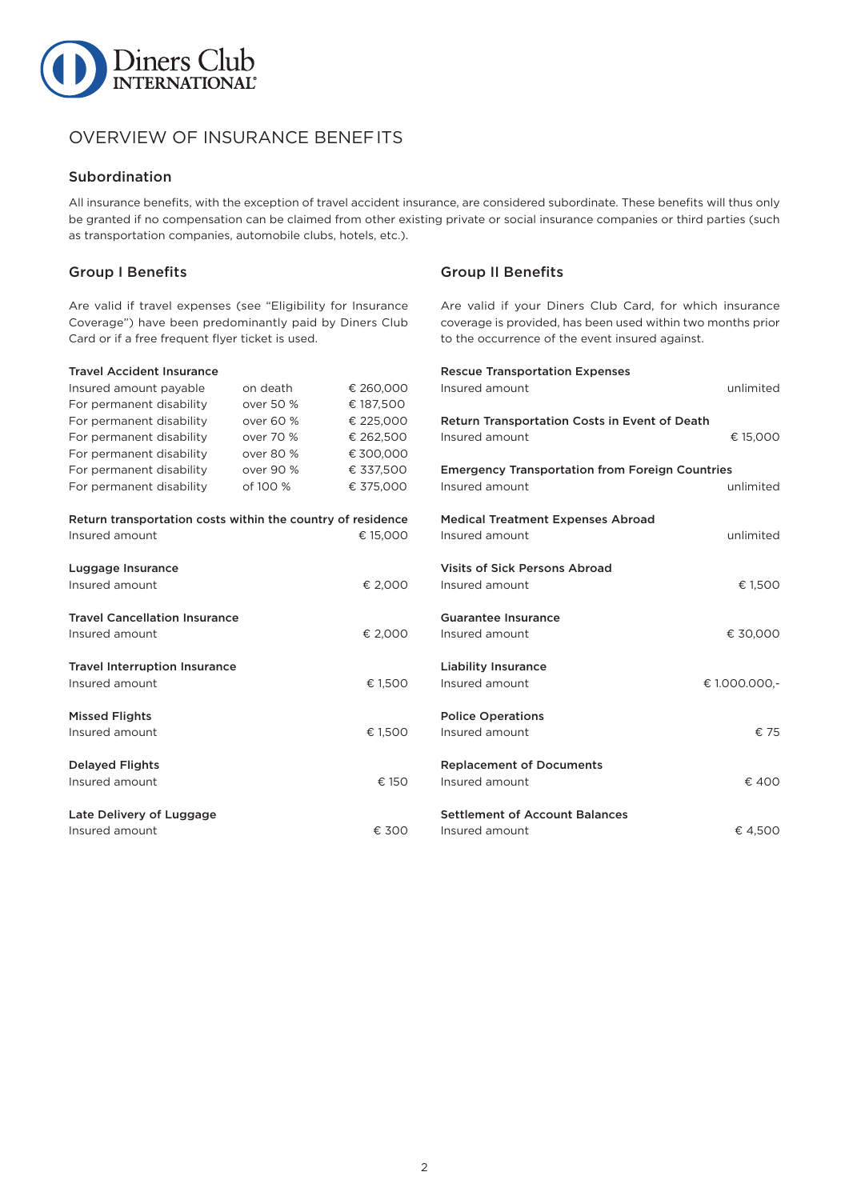# OVERVIEW OF INSURANCE BENEFITS

## Subordination

All insurance benefits, with the exception of travel accident insurance, are considered subordinate. These benefits will thus only be granted if no compensation can be claimed from other existing private or social insurance companies or third parties (such as transportation companies, automobile clubs, hotels, etc.).

## Group I Benefits

Are valid if travel expenses (see "Eligibility for Insurance Coverage") have been predominantly paid by Diners Club Card or if a free frequent flyer ticket is used.

**Travel Accident Insurance**

| | | |
|---|---|---|
| Insured amount payable | on death | € 260,000 |
| For permanent disability | over 50 % | € 187,500 |
| For permanent disability | over 60 % | € 225,000 |
| For permanent disability | over 70 % | € 262,500 |
| For permanent disability | over 80 % | € 300,000 |
| For permanent disability | over 90 % | € 337,500 |
| For permanent disability | of 100 % | € 375,000 |

**Return transportation costs within the country of residence**
Insured amount € 15,000

**Luggage Insurance**
Insured amount € 2,000

**Travel Cancellation Insurance**
Insured amount € 2,000

**Travel Interruption Insurance**
Insured amount € 1,500

**Missed Flights**
Insured amount € 1,500

**Delayed Flights**
Insured amount € 150

**Late Delivery of Luggage**
Insured amount € 300

## Group II Benefits

Are valid if your Diners Club Card, for which insurance coverage is provided, has been used within two months prior to the occurrence of the event insured against.

**Rescue Transportation Expenses**
Insured amount unlimited

**Return Transportation Costs in Event of Death**
Insured amount € 15,000

**Emergency Transportation from Foreign Countries**
Insured amount unlimited

**Medical Treatment Expenses Abroad**
Insured amount unlimited

**Visits of Sick Persons Abroad**
Insured amount € 1,500

**Guarantee Insurance**
Insured amount € 30,000

**Liability Insurance**
Insured amount € 1.000.000,-

**Police Operations**
Insured amount € 75

**Replacement of Documents**
Insured amount € 400

**Settlement of Account Balances**
Insured amount € 4,500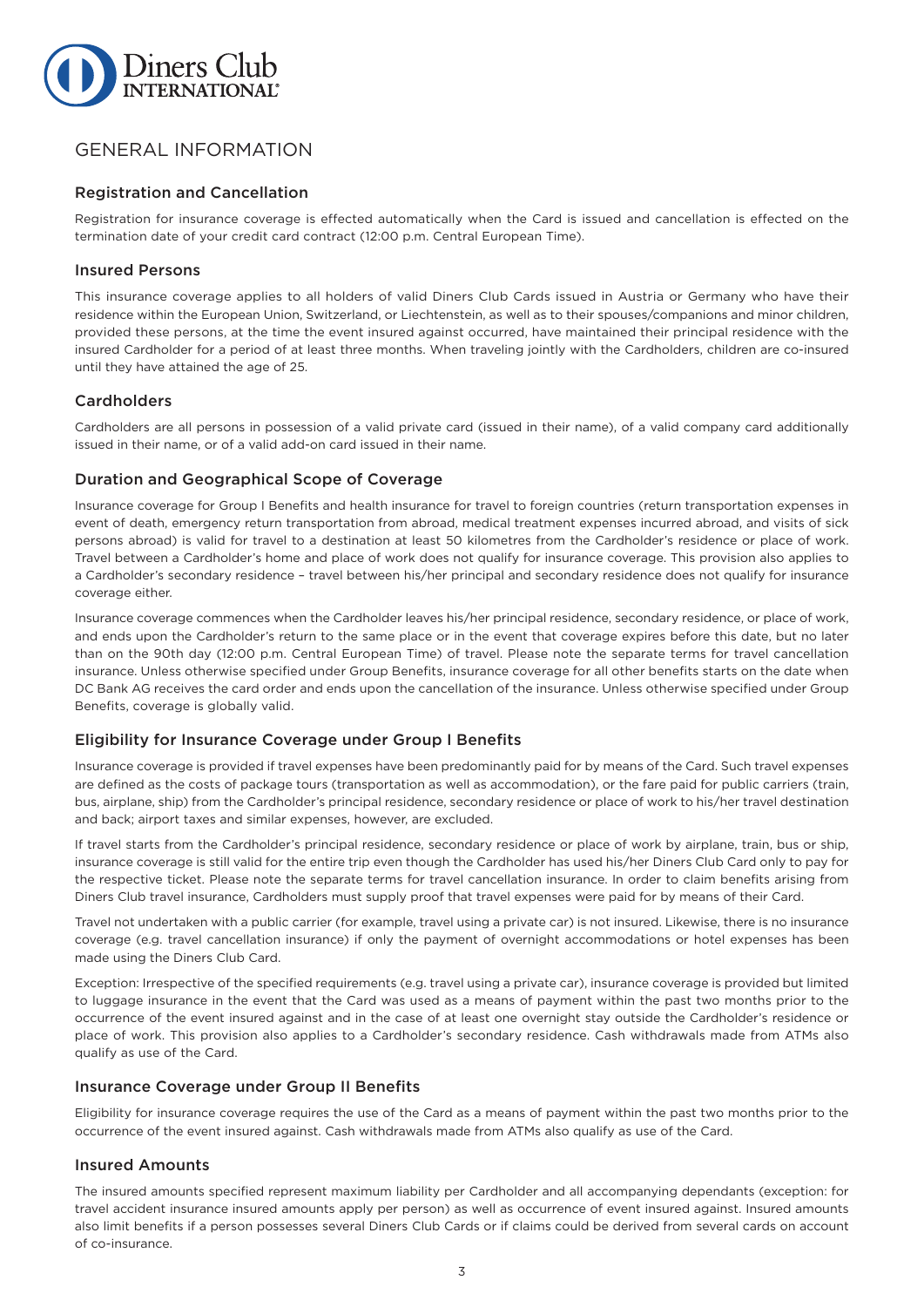# GENERAL INFORMATION

## Registration and Cancellation

Registration for insurance coverage is effected automatically when the Card is issued and cancellation is effected on the termination date of your credit card contract (12:00 p.m. Central European Time).

## Insured Persons

This insurance coverage applies to all holders of valid Diners Club Cards issued in Austria or Germany who have their residence within the European Union, Switzerland, or Liechtenstein, as well as to their spouses/companions and minor children, provided these persons, at the time the event insured against occurred, have maintained their principal residence with the insured Cardholder for a period of at least three months. When traveling jointly with the Cardholders, children are co-insured until they have attained the age of 25.

## Cardholders

Cardholders are all persons in possession of a valid private card (issued in their name), of a valid company card additionally issued in their name, or of a valid add-on card issued in their name.

## Duration and Geographical Scope of Coverage

Insurance coverage for Group I Benefits and health insurance for travel to foreign countries (return transportation expenses in event of death, emergency return transportation from abroad, medical treatment expenses incurred abroad, and visits of sick persons abroad) is valid for travel to a destination at least 50 kilometres from the Cardholder's residence or place of work. Travel between a Cardholder's home and place of work does not qualify for insurance coverage. This provision also applies to a Cardholder's secondary residence – travel between his/her principal and secondary residence does not qualify for insurance coverage either.

Insurance coverage commences when the Cardholder leaves his/her principal residence, secondary residence, or place of work, and ends upon the Cardholder's return to the same place or in the event that coverage expires before this date, but no later than on the 90th day (12:00 p.m. Central European Time) of travel. Please note the separate terms for travel cancellation insurance. Unless otherwise specified under Group Benefits, insurance coverage for all other benefits starts on the date when DC Bank AG receives the card order and ends upon the cancellation of the insurance. Unless otherwise specified under Group Benefits, coverage is globally valid.

## Eligibility for Insurance Coverage under Group I Benefits

Insurance coverage is provided if travel expenses have been predominantly paid for by means of the Card. Such travel expenses are defined as the costs of package tours (transportation as well as accommodation), or the fare paid for public carriers (train, bus, airplane, ship) from the Cardholder's principal residence, secondary residence or place of work to his/her travel destination and back; airport taxes and similar expenses, however, are excluded.

If travel starts from the Cardholder's principal residence, secondary residence or place of work by airplane, train, bus or ship, insurance coverage is still valid for the entire trip even though the Cardholder has used his/her Diners Club Card only to pay for the respective ticket. Please note the separate terms for travel cancellation insurance. In order to claim benefits arising from Diners Club travel insurance, Cardholders must supply proof that travel expenses were paid for by means of their Card.

Travel not undertaken with a public carrier (for example, travel using a private car) is not insured. Likewise, there is no insurance coverage (e.g. travel cancellation insurance) if only the payment of overnight accommodations or hotel expenses has been made using the Diners Club Card.

Exception: Irrespective of the specified requirements (e.g. travel using a private car), insurance coverage is provided but limited to luggage insurance in the event that the Card was used as a means of payment within the past two months prior to the occurrence of the event insured against and in the case of at least one overnight stay outside the Cardholder's residence or place of work. This provision also applies to a Cardholder's secondary residence. Cash withdrawals made from ATMs also qualify as use of the Card.

## Insurance Coverage under Group II Benefits

Eligibility for insurance coverage requires the use of the Card as a means of payment within the past two months prior to the occurrence of the event insured against. Cash withdrawals made from ATMs also qualify as use of the Card.

## Insured Amounts

The insured amounts specified represent maximum liability per Cardholder and all accompanying dependants (exception: for travel accident insurance insured amounts apply per person) as well as occurrence of event insured against. Insured amounts also limit benefits if a person possesses several Diners Club Cards or if claims could be derived from several cards on account of co-insurance.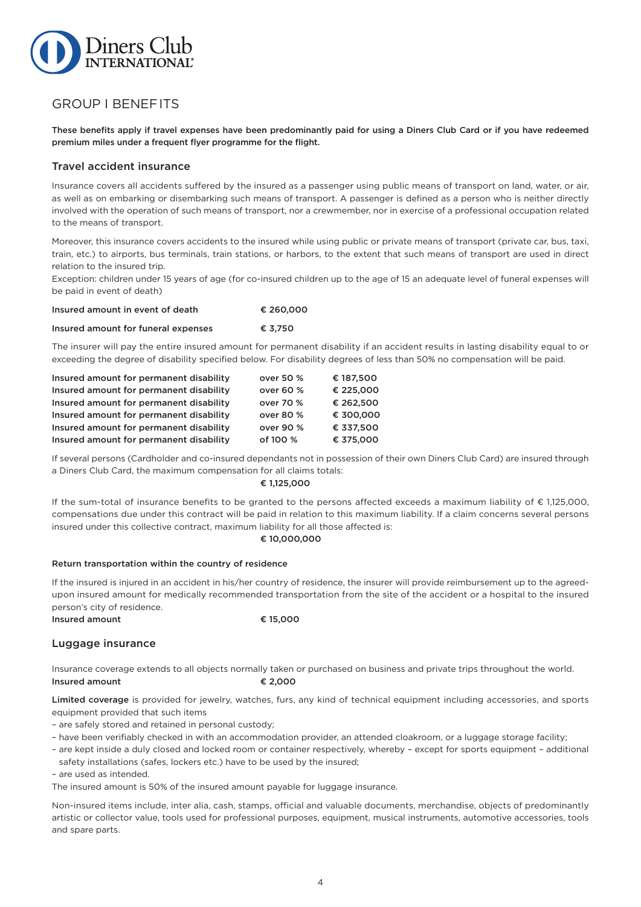# GROUP I BENEFITS

**These benefits apply if travel expenses have been predominantly paid for using a Diners Club Card or if you have redeemed premium miles under a frequent flyer programme for the flight.**

## Travel accident insurance

Insurance covers all accidents suffered by the insured as a passenger using public means of transport on land, water, or air, as well as on embarking or disembarking such means of transport. A passenger is defined as a person who is neither directly involved with the operation of such means of transport, nor a crewmember, nor in exercise of a professional occupation related to the means of transport.

Moreover, this insurance covers accidents to the insured while using public or private means of transport (private car, bus, taxi, train, etc.) to airports, bus terminals, train stations, or harbors, to the extent that such means of transport are used in direct relation to the insured trip.

Exception: children under 15 years of age (for co-insured children up to the age of 15 an adequate level of funeral expenses will be paid in event of death)

| | |
|---|---|
| **Insured amount in event of death** | **€ 260,000** |
| **Insured amount for funeral expenses** | **€ 3,750** |

The insurer will pay the entire insured amount for permanent disability if an accident results in lasting disability equal to or exceeding the degree of disability specified below. For disability degrees of less than 50% no compensation will be paid.

| | | |
|---|---|---|
| **Insured amount for permanent disability** | **over 50 %** | **€ 187,500** |
| **Insured amount for permanent disability** | **over 60 %** | **€ 225,000** |
| **Insured amount for permanent disability** | **over 70 %** | **€ 262,500** |
| **Insured amount for permanent disability** | **over 80 %** | **€ 300,000** |
| **Insured amount for permanent disability** | **over 90 %** | **€ 337,500** |
| **Insured amount for permanent disability** | **of 100 %** | **€ 375,000** |

If several persons (Cardholder and co-insured dependants not in possession of their own Diners Club Card) are insured through a Diners Club Card, the maximum compensation for all claims totals:

**€ 1,125,000**

If the sum-total of insurance benefits to be granted to the persons affected exceeds a maximum liability of € 1,125,000, compensations due under this contract will be paid in relation to this maximum liability. If a claim concerns several persons insured under this collective contract, maximum liability for all those affected is:

**€ 10,000,000**

#### Return transportation within the country of residence

If the insured is injured in an accident in his/her country of residence, the insurer will provide reimbursement up to the agreed-upon insured amount for medically recommended transportation from the site of the accident or a hospital to the insured person's city of residence.

**Insured amount** **€ 15,000**

## Luggage insurance

Insurance coverage extends to all objects normally taken or purchased on business and private trips throughout the world.

**Insured amount** **€ 2,000**

**Limited coverage** is provided for jewelry, watches, furs, any kind of technical equipment including accessories, and sports equipment provided that such items

- are safely stored and retained in personal custody;
- have been verifiably checked in with an accommodation provider, an attended cloakroom, or a luggage storage facility;
- are kept inside a duly closed and locked room or container respectively, whereby – except for sports equipment – additional safety installations (safes, lockers etc.) have to be used by the insured;
- are used as intended.

The insured amount is 50% of the insured amount payable for luggage insurance.

Non-insured items include, inter alia, cash, stamps, official and valuable documents, merchandise, objects of predominantly artistic or collector value, tools used for professional purposes, equipment, musical instruments, automotive accessories, tools and spare parts.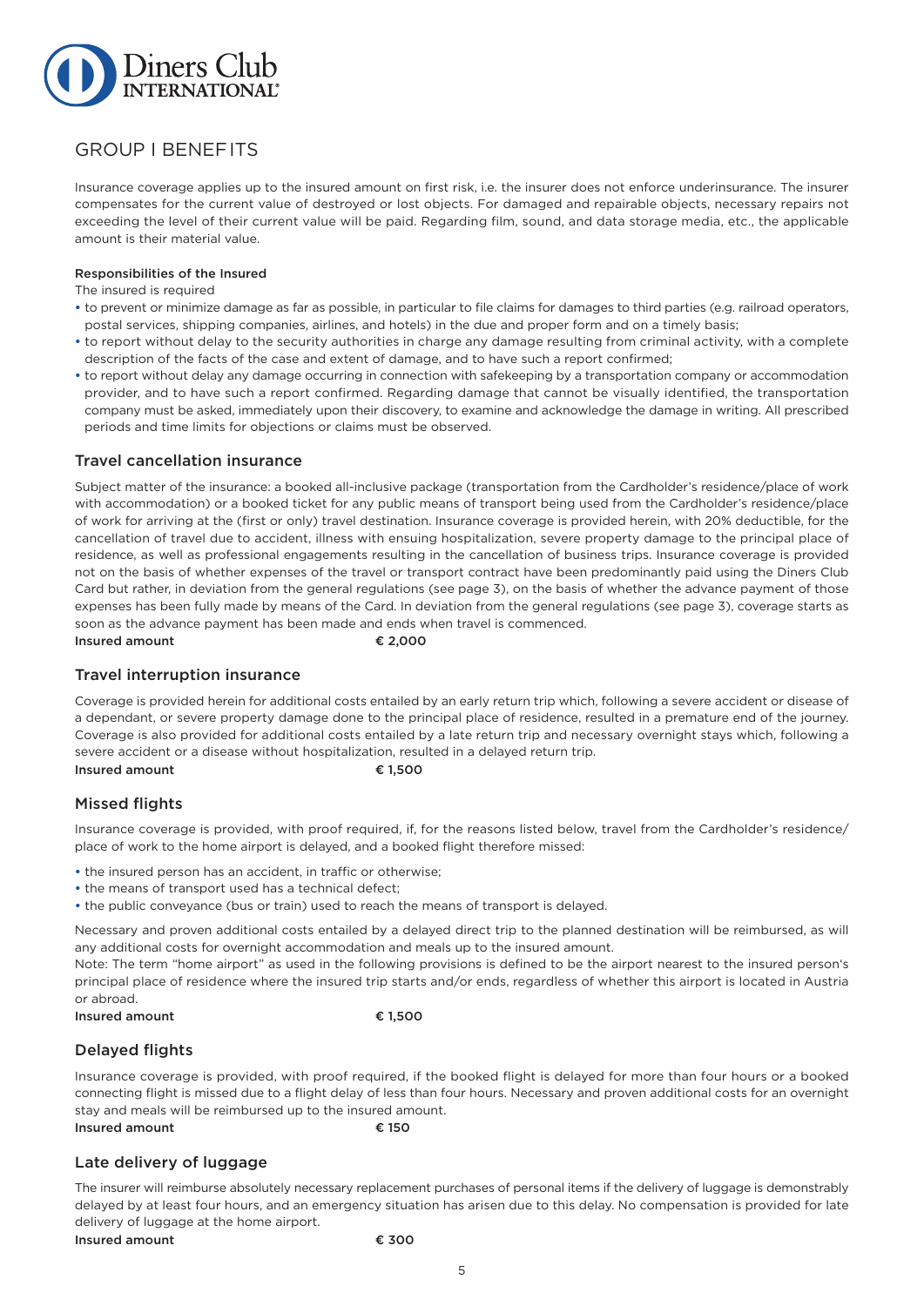## GROUP I BENEFITS

Insurance coverage applies up to the insured amount on first risk, i.e. the insurer does not enforce underinsurance. The insurer compensates for the current value of destroyed or lost objects. For damaged and repairable objects, necessary repairs not exceeding the level of their current value will be paid. Regarding film, sound, and data storage media, etc., the applicable amount is their material value.

**Responsibilities of the Insured**

The insured is required

- to prevent or minimize damage as far as possible, in particular to file claims for damages to third parties (e.g. railroad operators, postal services, shipping companies, airlines, and hotels) in the due and proper form and on a timely basis;
- to report without delay to the security authorities in charge any damage resulting from criminal activity, with a complete description of the facts of the case and extent of damage, and to have such a report confirmed;
- to report without delay any damage occurring in connection with safekeeping by a transportation company or accommodation provider, and to have such a report confirmed. Regarding damage that cannot be visually identified, the transportation company must be asked, immediately upon their discovery, to examine and acknowledge the damage in writing. All prescribed periods and time limits for objections or claims must be observed.

### Travel cancellation insurance

Subject matter of the insurance: a booked all-inclusive package (transportation from the Cardholder's residence/place of work with accommodation) or a booked ticket for any public means of transport being used from the Cardholder's residence/place of work for arriving at the (first or only) travel destination. Insurance coverage is provided herein, with 20% deductible, for the cancellation of travel due to accident, illness with ensuing hospitalization, severe property damage to the principal place of residence, as well as professional engagements resulting in the cancellation of business trips. Insurance coverage is provided not on the basis of whether expenses of the travel or transport contract have been predominantly paid using the Diners Club Card but rather, in deviation from the general regulations (see page 3), on the basis of whether the advance payment of those expenses has been fully made by means of the Card. In deviation from the general regulations (see page 3), coverage starts as soon as the advance payment has been made and ends when travel is commenced.

**Insured amount** € 2,000

### Travel interruption insurance

Coverage is provided herein for additional costs entailed by an early return trip which, following a severe accident or disease of a dependant, or severe property damage done to the principal place of residence, resulted in a premature end of the journey. Coverage is also provided for additional costs entailed by a late return trip and necessary overnight stays which, following a severe accident or a disease without hospitalization, resulted in a delayed return trip.

**Insured amount** € 1,500

### Missed flights

Insurance coverage is provided, with proof required, if, for the reasons listed below, travel from the Cardholder's residence/place of work to the home airport is delayed, and a booked flight therefore missed:

- the insured person has an accident, in traffic or otherwise;
- the means of transport used has a technical defect;
- the public conveyance (bus or train) used to reach the means of transport is delayed.

Necessary and proven additional costs entailed by a delayed direct trip to the planned destination will be reimbursed, as will any additional costs for overnight accommodation and meals up to the insured amount.

Note: The term "home airport" as used in the following provisions is defined to be the airport nearest to the insured person's principal place of residence where the insured trip starts and/or ends, regardless of whether this airport is located in Austria or abroad.

**Insured amount** € 1,500

### Delayed flights

Insurance coverage is provided, with proof required, if the booked flight is delayed for more than four hours or a booked connecting flight is missed due to a flight delay of less than four hours. Necessary and proven additional costs for an overnight stay and meals will be reimbursed up to the insured amount.

**Insured amount** € 150

### Late delivery of luggage

The insurer will reimburse absolutely necessary replacement purchases of personal items if the delivery of luggage is demonstrably delayed by at least four hours, and an emergency situation has arisen due to this delay. No compensation is provided for late delivery of luggage at the home airport.

**Insured amount** € 300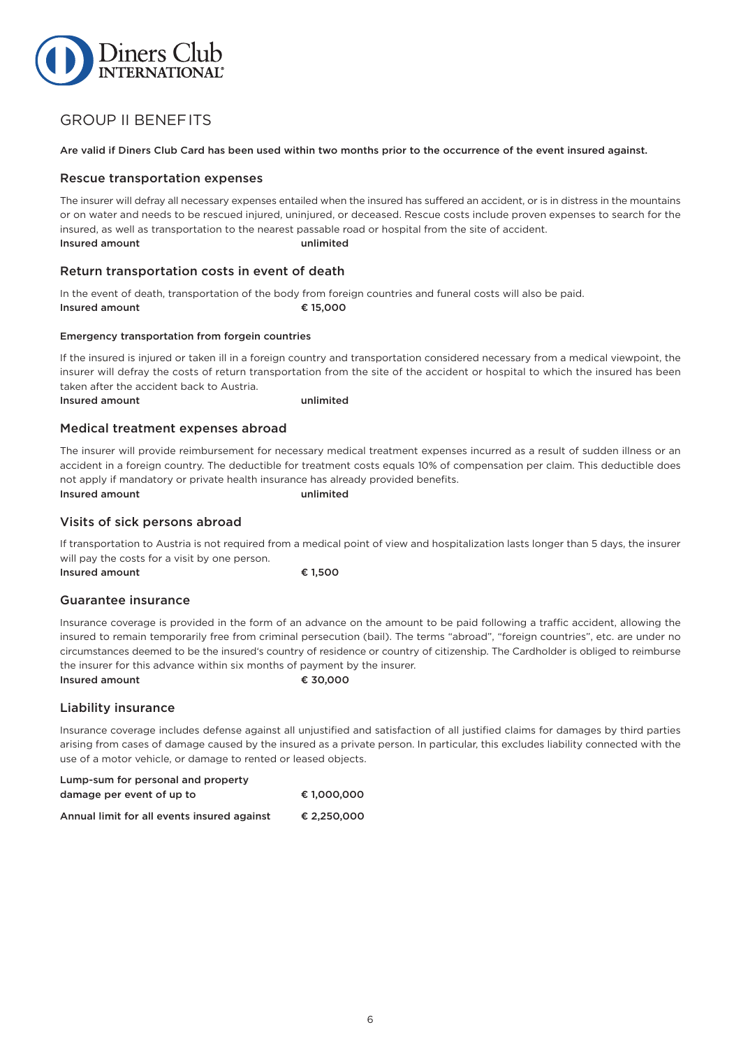# GROUP II BENEFITS

**Are valid if Diners Club Card has been used within two months prior to the occurrence of the event insured against.**

## Rescue transportation expenses

The insurer will defray all necessary expenses entailed when the insured has suffered an accident, or is in distress in the mountains or on water and needs to be rescued injured, uninjured, or deceased. Rescue costs include proven expenses to search for the insured, as well as transportation to the nearest passable road or hospital from the site of accident.

**Insured amount** **unlimited**

## Return transportation costs in event of death

In the event of death, transportation of the body from foreign countries and funeral costs will also be paid.

**Insured amount** **€ 15,000**

### Emergency transportation from forgein countries

If the insured is injured or taken ill in a foreign country and transportation considered necessary from a medical viewpoint, the insurer will defray the costs of return transportation from the site of the accident or hospital to which the insured has been taken after the accident back to Austria.

**Insured amount** **unlimited**

## Medical treatment expenses abroad

The insurer will provide reimbursement for necessary medical treatment expenses incurred as a result of sudden illness or an accident in a foreign country. The deductible for treatment costs equals 10% of compensation per claim. This deductible does not apply if mandatory or private health insurance has already provided benefits.

**Insured amount** **unlimited**

## Visits of sick persons abroad

If transportation to Austria is not required from a medical point of view and hospitalization lasts longer than 5 days, the insurer will pay the costs for a visit by one person.

**Insured amount** **€ 1,500**

## Guarantee insurance

Insurance coverage is provided in the form of an advance on the amount to be paid following a traffic accident, allowing the insured to remain temporarily free from criminal persecution (bail). The terms "abroad", "foreign countries", etc. are under no circumstances deemed to be the insured's country of residence or country of citizenship. The Cardholder is obliged to reimburse the insurer for this advance within six months of payment by the insurer.

**Insured amount** **€ 30,000**

## Liability insurance

Insurance coverage includes defense against all unjustified and satisfaction of all justified claims for damages by third parties arising from cases of damage caused by the insured as a private person. In particular, this excludes liability connected with the use of a motor vehicle, or damage to rented or leased objects.

**Lump-sum for personal and property damage per event of up to** **€ 1,000,000**

**Annual limit for all events insured against** **€ 2,250,000**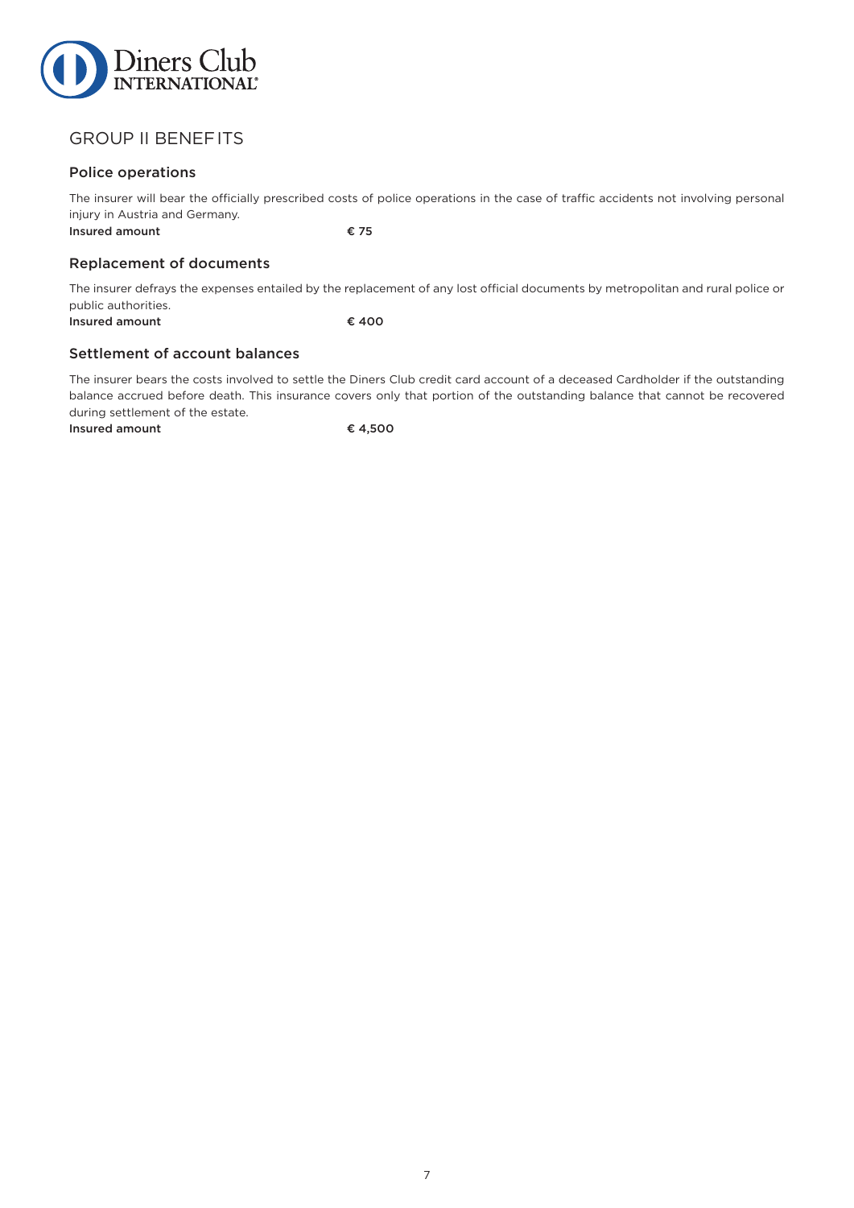## GROUP II BENEFITS

### Police operations

The insurer will bear the officially prescribed costs of police operations in the case of traffic accidents not involving personal injury in Austria and Germany.

**Insured amount** **€ 75**

### Replacement of documents

The insurer defrays the expenses entailed by the replacement of any lost official documents by metropolitan and rural police or public authorities.

**Insured amount** **€ 400**

### Settlement of account balances

The insurer bears the costs involved to settle the Diners Club credit card account of a deceased Cardholder if the outstanding balance accrued before death. This insurance covers only that portion of the outstanding balance that cannot be recovered during settlement of the estate.

**Insured amount** **€ 4,500**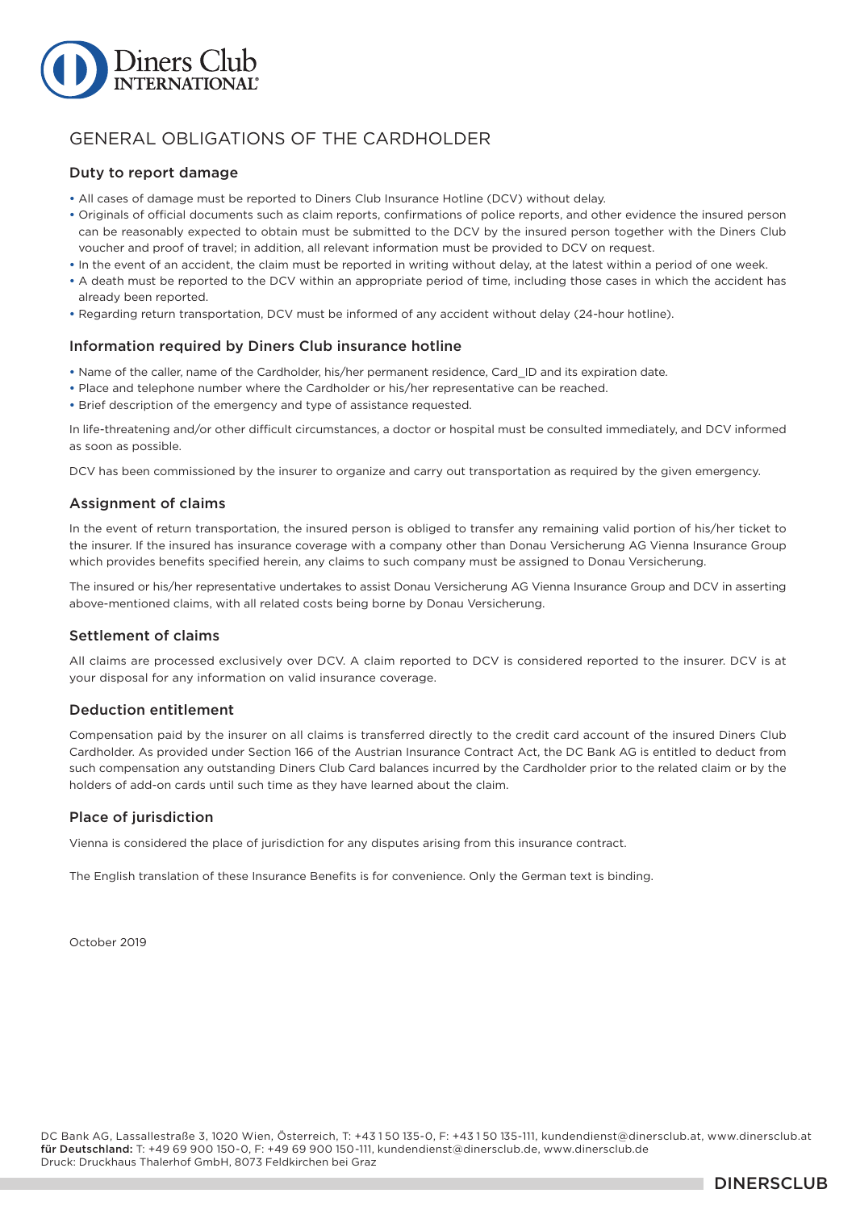# GENERAL OBLIGATIONS OF THE CARDHOLDER

## Duty to report damage

- All cases of damage must be reported to Diners Club Insurance Hotline (DCV) without delay.
- Originals of official documents such as claim reports, confirmations of police reports, and other evidence the insured person can be reasonably expected to obtain must be submitted to the DCV by the insured person together with the Diners Club voucher and proof of travel; in addition, all relevant information must be provided to DCV on request.
- In the event of an accident, the claim must be reported in writing without delay, at the latest within a period of one week.
- A death must be reported to the DCV within an appropriate period of time, including those cases in which the accident has already been reported.
- Regarding return transportation, DCV must be informed of any accident without delay (24-hour hotline).

## Information required by Diners Club insurance hotline

- Name of the caller, name of the Cardholder, his/her permanent residence, Card_ID and its expiration date.
- Place and telephone number where the Cardholder or his/her representative can be reached.
- Brief description of the emergency and type of assistance requested.

In life-threatening and/or other difficult circumstances, a doctor or hospital must be consulted immediately, and DCV informed as soon as possible.

DCV has been commissioned by the insurer to organize and carry out transportation as required by the given emergency.

## Assignment of claims

In the event of return transportation, the insured person is obliged to transfer any remaining valid portion of his/her ticket to the insurer. If the insured has insurance coverage with a company other than Donau Versicherung AG Vienna Insurance Group which provides benefits specified herein, any claims to such company must be assigned to Donau Versicherung.

The insured or his/her representative undertakes to assist Donau Versicherung AG Vienna Insurance Group and DCV in asserting above-mentioned claims, with all related costs being borne by Donau Versicherung.

## Settlement of claims

All claims are processed exclusively over DCV. A claim reported to DCV is considered reported to the insurer. DCV is at your disposal for any information on valid insurance coverage.

## Deduction entitlement

Compensation paid by the insurer on all claims is transferred directly to the credit card account of the insured Diners Club Cardholder. As provided under Section 166 of the Austrian Insurance Contract Act, the DC Bank AG is entitled to deduct from such compensation any outstanding Diners Club Card balances incurred by the Cardholder prior to the related claim or by the holders of add-on cards until such time as they have learned about the claim.

## Place of jurisdiction

Vienna is considered the place of jurisdiction for any disputes arising from this insurance contract.

The English translation of these Insurance Benefits is for convenience. Only the German text is binding.

October 2019

DC Bank AG, Lassallestraße 3, 1020 Wien, Österreich, T: +43 1 50 135-0, F: +43 1 50 135-111, kundendienst@dinersclub.at, www.dinersclub.at
**für Deutschland:** T: +49 69 900 150-0, F: +49 69 900 150-111, kundendienst@dinersclub.de, www.dinersclub.de
Druck: Druckhaus Thalerhof GmbH, 8073 Feldkirchen bei Graz